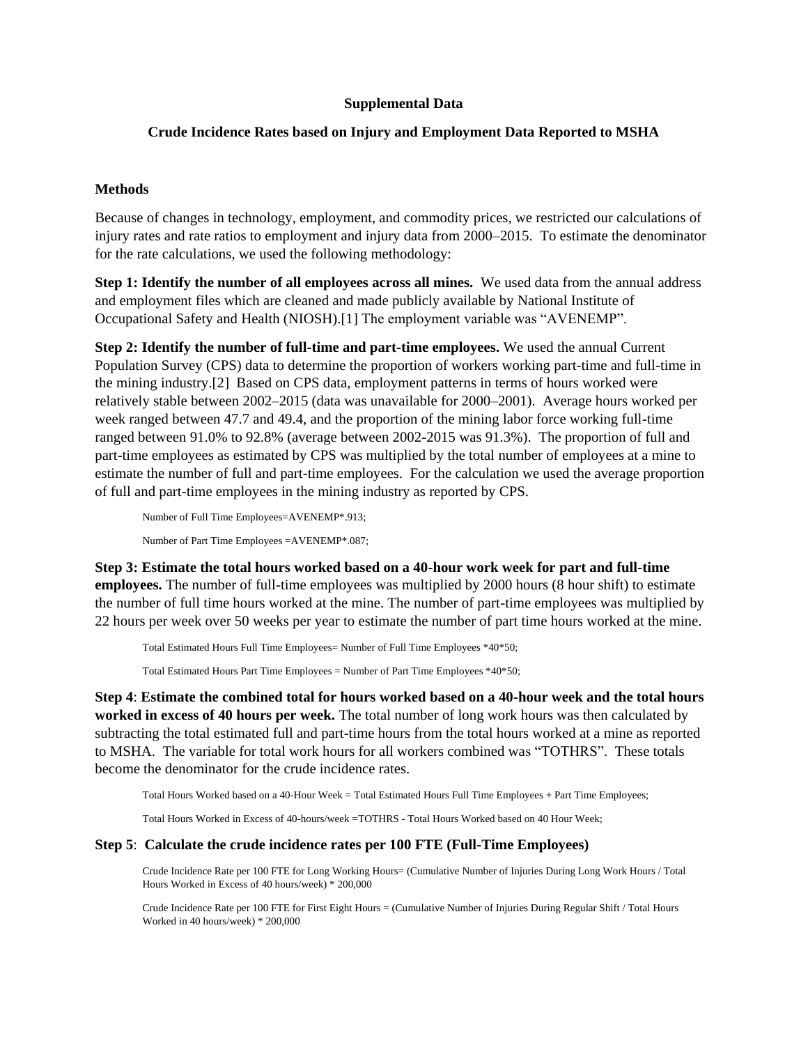**Supplemental Data**

**Crude Incidence Rates based on Injury and Employment Data Reported to MSHA**

**Methods**

Because of changes in technology, employment, and commodity prices, we restricted our calculations of injury rates and rate ratios to employment and injury data from 2000–2015. To estimate the denominator for the rate calculations, we used the following methodology:

**Step 1: Identify the number of all employees across all mines.** We used data from the annual address and employment files which are cleaned and made publicly available by National Institute of Occupational Safety and Health (NIOSH).[1] The employment variable was "AVENEMP".

**Step 2: Identify the number of full-time and part-time employees.** We used the annual Current Population Survey (CPS) data to determine the proportion of workers working part-time and full-time in the mining industry.[2] Based on CPS data, employment patterns in terms of hours worked were relatively stable between 2002–2015 (data was unavailable for 2000–2001). Average hours worked per week ranged between 47.7 and 49.4, and the proportion of the mining labor force working full-time ranged between 91.0% to 92.8% (average between 2002-2015 was 91.3%). The proportion of full and part-time employees as estimated by CPS was multiplied by the total number of employees at a mine to estimate the number of full and part-time employees. For the calculation we used the average proportion of full and part-time employees in the mining industry as reported by CPS.

Number of Full Time Employees=AVENEMP*.913;

Number of Part Time Employees =AVENEMP*.087;

**Step 3: Estimate the total hours worked based on a 40-hour work week for part and full-time employees.** The number of full-time employees was multiplied by 2000 hours (8 hour shift) to estimate the number of full time hours worked at the mine. The number of part-time employees was multiplied by 22 hours per week over 50 weeks per year to estimate the number of part time hours worked at the mine.

Total Estimated Hours Full Time Employees= Number of Full Time Employees *40*50;

Total Estimated Hours Part Time Employees = Number of Part Time Employees *40*50;

**Step 4**: **Estimate the combined total for hours worked based on a 40-hour week and the total hours worked in excess of 40 hours per week.** The total number of long work hours was then calculated by subtracting the total estimated full and part-time hours from the total hours worked at a mine as reported to MSHA. The variable for total work hours for all workers combined was "TOTHRS". These totals become the denominator for the crude incidence rates.

Total Hours Worked based on a 40-Hour Week = Total Estimated Hours Full Time Employees + Part Time Employees;

Total Hours Worked in Excess of 40-hours/week =TOTHRS - Total Hours Worked based on 40 Hour Week;

**Step 5**: **Calculate the crude incidence rates per 100 FTE (Full-Time Employees)**

Crude Incidence Rate per 100 FTE for Long Working Hours= (Cumulative Number of Injuries During Long Work Hours / Total Hours Worked in Excess of 40 hours/week) * 200,000

Crude Incidence Rate per 100 FTE for First Eight Hours = (Cumulative Number of Injuries During Regular Shift / Total Hours Worked in 40 hours/week) * 200,000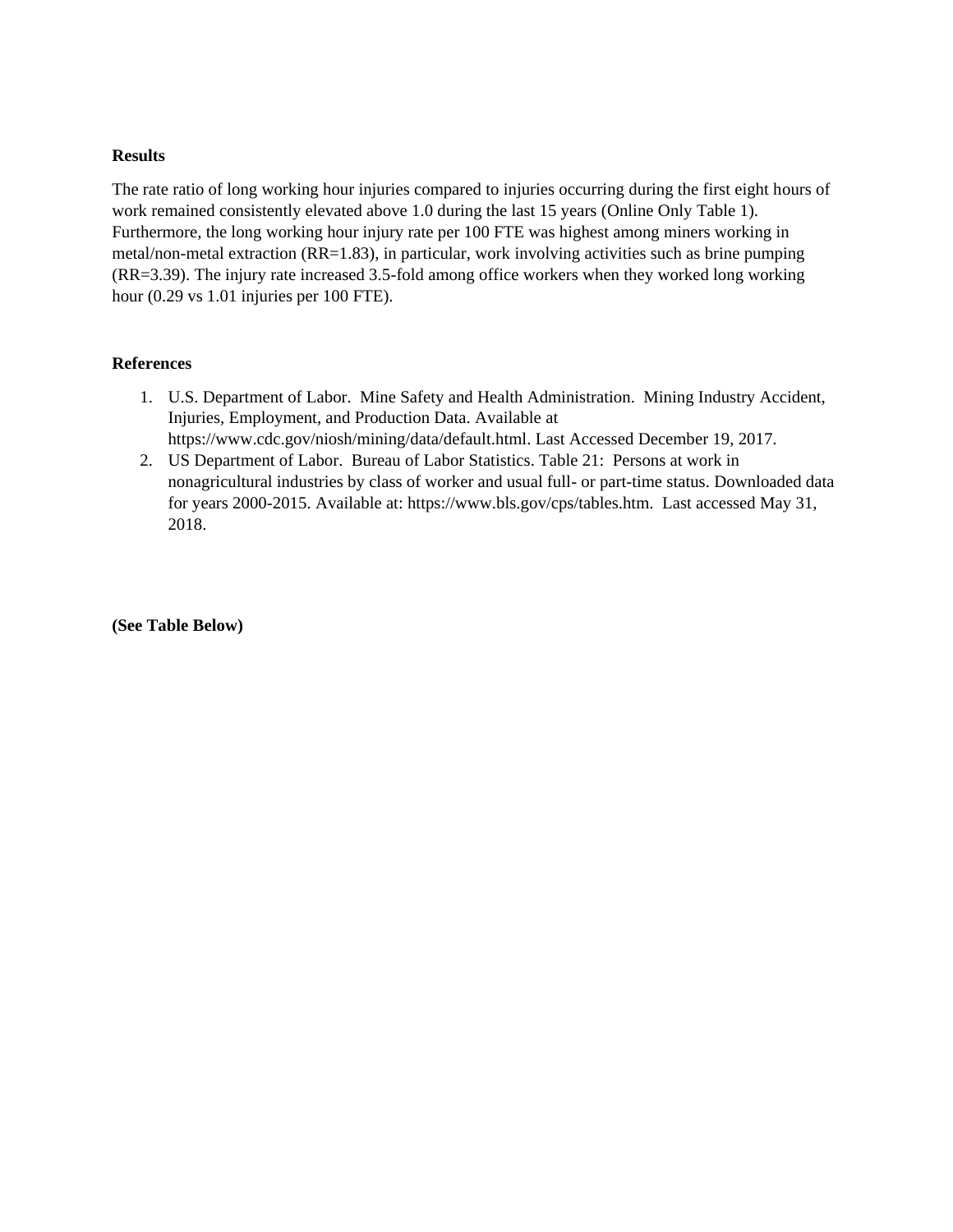**Results**

The rate ratio of long working hour injuries compared to injuries occurring during the first eight hours of work remained consistently elevated above 1.0 during the last 15 years (Online Only Table 1). Furthermore, the long working hour injury rate per 100 FTE was highest among miners working in metal/non-metal extraction (RR=1.83), in particular, work involving activities such as brine pumping (RR=3.39). The injury rate increased 3.5-fold among office workers when they worked long working hour (0.29 vs 1.01 injuries per 100 FTE).

**References**

1. U.S. Department of Labor. Mine Safety and Health Administration. Mining Industry Accident, Injuries, Employment, and Production Data. Available at https://www.cdc.gov/niosh/mining/data/default.html. Last Accessed December 19, 2017.
2. US Department of Labor. Bureau of Labor Statistics. Table 21: Persons at work in nonagricultural industries by class of worker and usual full- or part-time status. Downloaded data for years 2000-2015. Available at: https://www.bls.gov/cps/tables.htm. Last accessed May 31, 2018.

**(See Table Below)**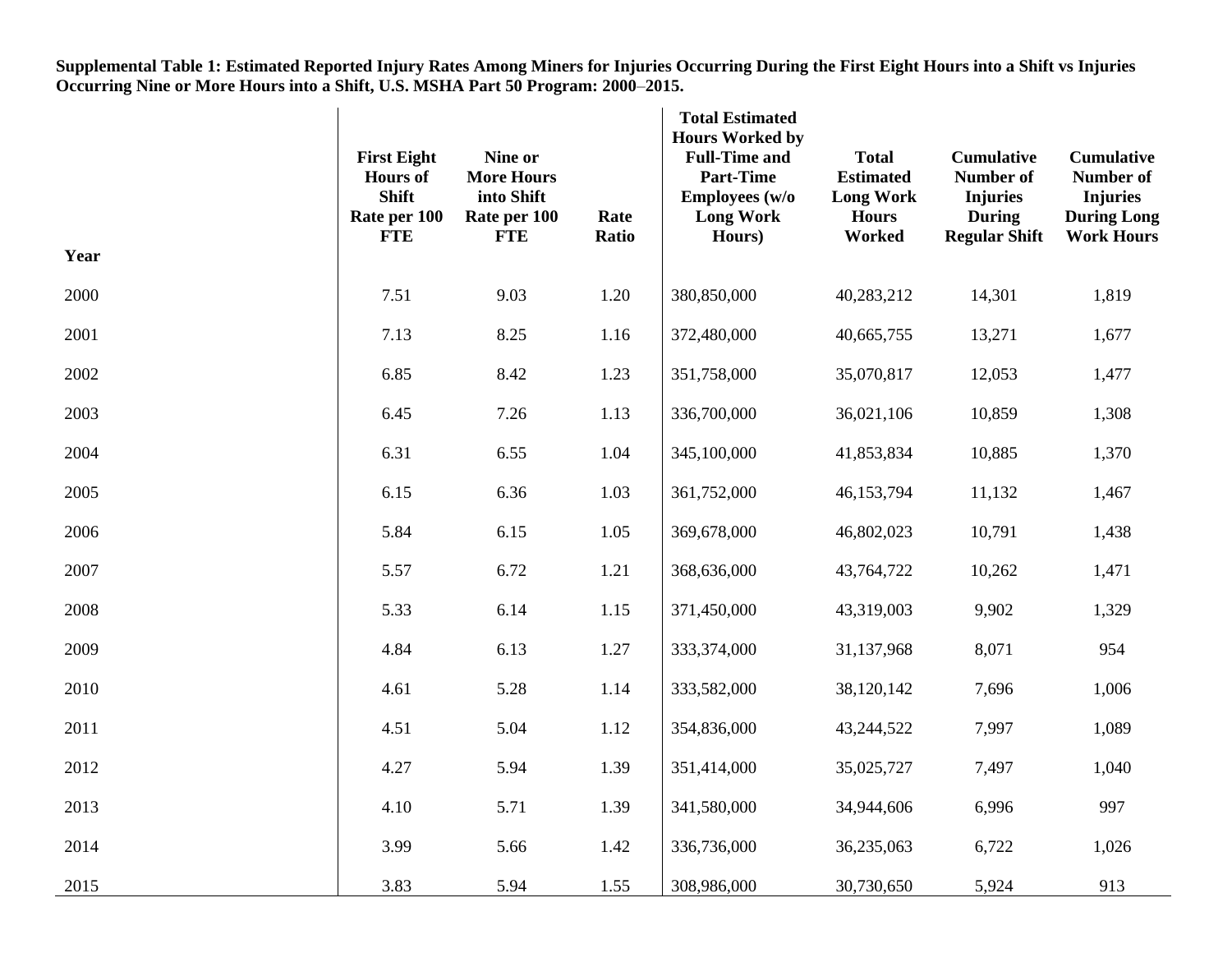**Supplemental Table 1: Estimated Reported Injury Rates Among Miners for Injuries Occurring During the First Eight Hours into a Shift vs Injuries Occurring Nine or More Hours into a Shift, U.S. MSHA Part 50 Program: 2000–2015.**

| Year | First Eight Hours of Shift Rate per 100 FTE | Nine or More Hours into Shift Rate per 100 FTE | Rate Ratio | Total Estimated Hours Worked by Full-Time and Part-Time Employees (w/o Long Work Hours) | Total Estimated Long Work Hours Worked | Cumulative Number of Injuries During Regular Shift | Cumulative Number of Injuries During Long Work Hours |
|---|---|---|---|---|---|---|---|
| 2000 | 7.51 | 9.03 | 1.20 | 380,850,000 | 40,283,212 | 14,301 | 1,819 |
| 2001 | 7.13 | 8.25 | 1.16 | 372,480,000 | 40,665,755 | 13,271 | 1,677 |
| 2002 | 6.85 | 8.42 | 1.23 | 351,758,000 | 35,070,817 | 12,053 | 1,477 |
| 2003 | 6.45 | 7.26 | 1.13 | 336,700,000 | 36,021,106 | 10,859 | 1,308 |
| 2004 | 6.31 | 6.55 | 1.04 | 345,100,000 | 41,853,834 | 10,885 | 1,370 |
| 2005 | 6.15 | 6.36 | 1.03 | 361,752,000 | 46,153,794 | 11,132 | 1,467 |
| 2006 | 5.84 | 6.15 | 1.05 | 369,678,000 | 46,802,023 | 10,791 | 1,438 |
| 2007 | 5.57 | 6.72 | 1.21 | 368,636,000 | 43,764,722 | 10,262 | 1,471 |
| 2008 | 5.33 | 6.14 | 1.15 | 371,450,000 | 43,319,003 | 9,902 | 1,329 |
| 2009 | 4.84 | 6.13 | 1.27 | 333,374,000 | 31,137,968 | 8,071 | 954 |
| 2010 | 4.61 | 5.28 | 1.14 | 333,582,000 | 38,120,142 | 7,696 | 1,006 |
| 2011 | 4.51 | 5.04 | 1.12 | 354,836,000 | 43,244,522 | 7,997 | 1,089 |
| 2012 | 4.27 | 5.94 | 1.39 | 351,414,000 | 35,025,727 | 7,497 | 1,040 |
| 2013 | 4.10 | 5.71 | 1.39 | 341,580,000 | 34,944,606 | 6,996 | 997 |
| 2014 | 3.99 | 5.66 | 1.42 | 336,736,000 | 36,235,063 | 6,722 | 1,026 |
| 2015 | 3.83 | 5.94 | 1.55 | 308,986,000 | 30,730,650 | 5,924 | 913 |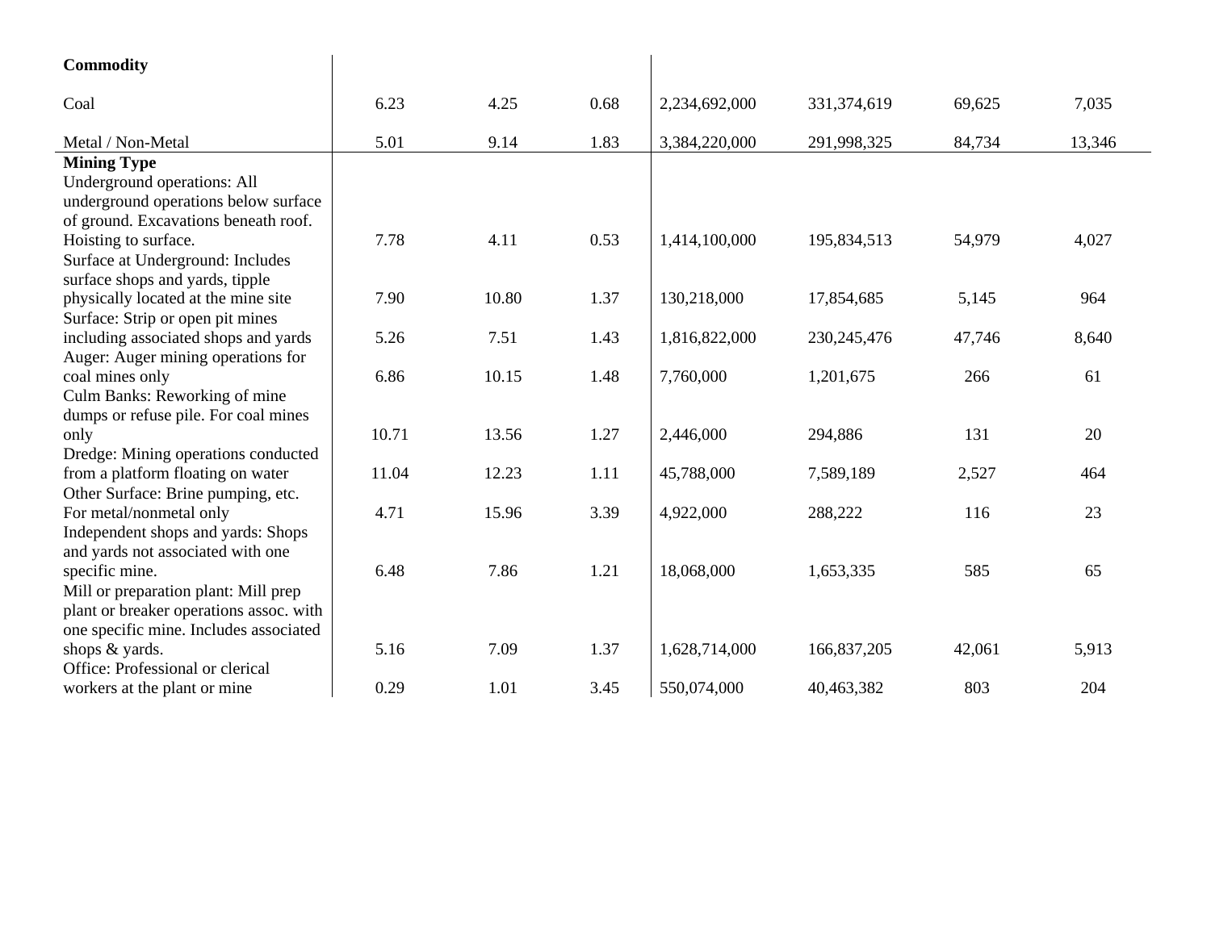| | | | | | | | |
|---|---|---|---|---|---|---|---|
| **Commodity** | | | | | | | |
| Coal | 6.23 | 4.25 | 0.68 | 2,234,692,000 | 331,374,619 | 69,625 | 7,035 |
| Metal / Non-Metal | 5.01 | 9.14 | 1.83 | 3,384,220,000 | 291,998,325 | 84,734 | 13,346 |
| **Mining Type** | | | | | | | |
| Underground operations: All underground operations below surface of ground. Excavations beneath roof. Hoisting to surface. | 7.78 | 4.11 | 0.53 | 1,414,100,000 | 195,834,513 | 54,979 | 4,027 |
| Surface at Underground: Includes surface shops and yards, tipple physically located at the mine site | 7.90 | 10.80 | 1.37 | 130,218,000 | 17,854,685 | 5,145 | 964 |
| Surface: Strip or open pit mines including associated shops and yards | 5.26 | 7.51 | 1.43 | 1,816,822,000 | 230,245,476 | 47,746 | 8,640 |
| Auger: Auger mining operations for coal mines only | 6.86 | 10.15 | 1.48 | 7,760,000 | 1,201,675 | 266 | 61 |
| Culm Banks: Reworking of mine dumps or refuse pile. For coal mines only | 10.71 | 13.56 | 1.27 | 2,446,000 | 294,886 | 131 | 20 |
| Dredge: Mining operations conducted from a platform floating on water | 11.04 | 12.23 | 1.11 | 45,788,000 | 7,589,189 | 2,527 | 464 |
| Other Surface: Brine pumping, etc. For metal/nonmetal only | 4.71 | 15.96 | 3.39 | 4,922,000 | 288,222 | 116 | 23 |
| Independent shops and yards: Shops and yards not associated with one specific mine. | 6.48 | 7.86 | 1.21 | 18,068,000 | 1,653,335 | 585 | 65 |
| Mill or preparation plant: Mill prep plant or breaker operations assoc. with one specific mine. Includes associated shops & yards. | 5.16 | 7.09 | 1.37 | 1,628,714,000 | 166,837,205 | 42,061 | 5,913 |
| Office: Professional or clerical workers at the plant or mine | 0.29 | 1.01 | 3.45 | 550,074,000 | 40,463,382 | 803 | 204 |